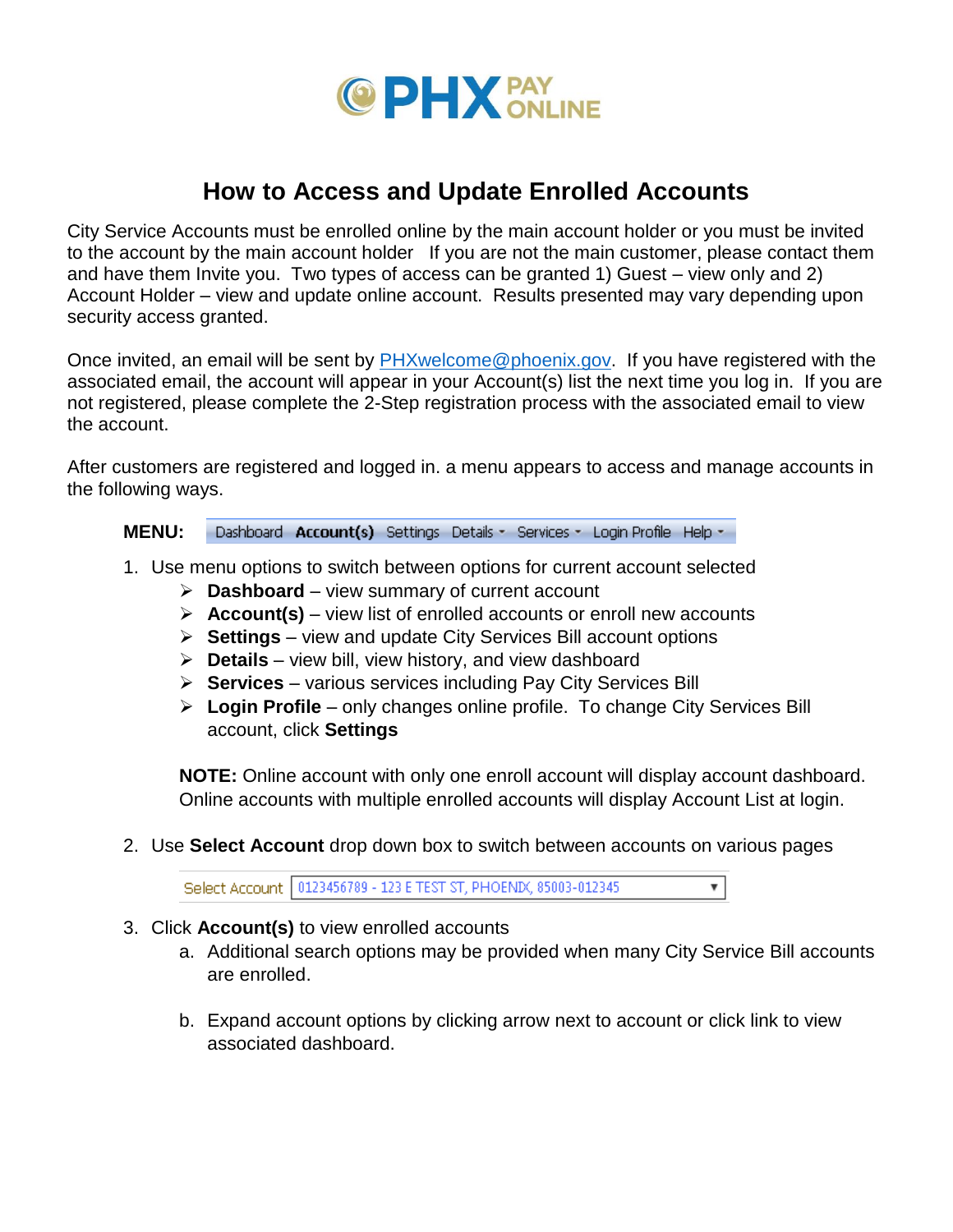PHX PAY ONLINE

# How to Access and Update Enrolled Accounts

City Service Accounts must be enrolled online by the main account holder or you must be invited to the account by the main account holder If you are not the main customer, please contact them and have them Invite you. Two types of access can be granted 1) Guest – view only and 2) Account Holder – view and update online account. Results presented may vary depending upon security access granted.

Once invited, an email will be sent by PHXwelcome@phoenix.gov. If you have registered with the associated email, the account will appear in your Account(s) list the next time you log in. If you are not registered, please complete the 2-Step registration process with the associated email to view the account.

After customers are registered and logged in. a menu appears to access and manage accounts in the following ways.

**MENU:** Dashboard **Account(s)** Settings Details ▾ Services ▾ Login Profile Help ▾

1. Use menu options to switch between options for current account selected
   - **Dashboard** – view summary of current account
   - **Account(s)** – view list of enrolled accounts or enroll new accounts
   - **Settings** – view and update City Services Bill account options
   - **Details** – view bill, view history, and view dashboard
   - **Services** – various services including Pay City Services Bill
   - **Login Profile** – only changes online profile. To change City Services Bill account, click **Settings**

   **NOTE:** Online account with only one enroll account will display account dashboard. Online accounts with multiple enrolled accounts will display Account List at login.

2. Use **Select Account** drop down box to switch between accounts on various pages

   Select Account | 0123456789 - 123 E TEST ST, PHOENIX, 85003-012345 ▾

3. Click **Account(s)** to view enrolled accounts
   a. Additional search options may be provided when many City Service Bill accounts are enrolled.

   b. Expand account options by clicking arrow next to account or click link to view associated dashboard.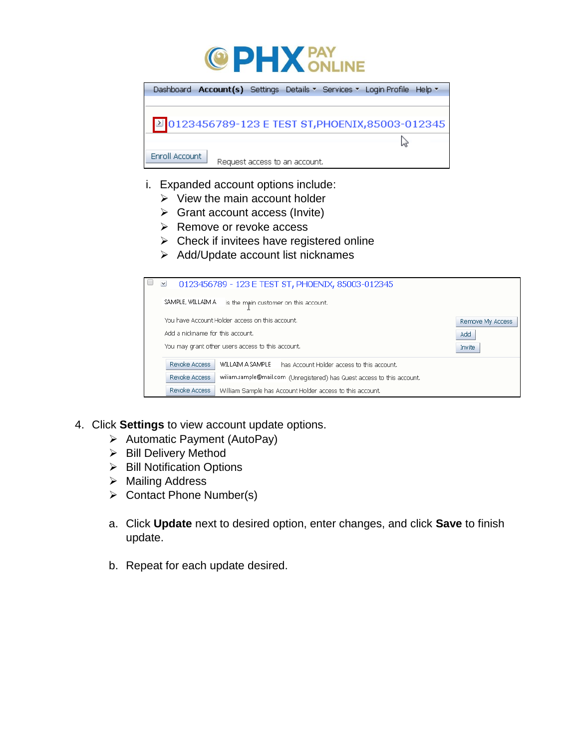i. Expanded account options include:
   - View the main account holder
   - Grant account access (Invite)
   - Remove or revoke access
   - Check if invitees have registered online
   - Add/Update account list nicknames

4. Click **Settings** to view account update options.
   - Automatic Payment (AutoPay)
   - Bill Delivery Method
   - Bill Notification Options
   - Mailing Address
   - Contact Phone Number(s)

   a. Click **Update** next to desired option, enter changes, and click **Save** to finish update.

   b. Repeat for each update desired.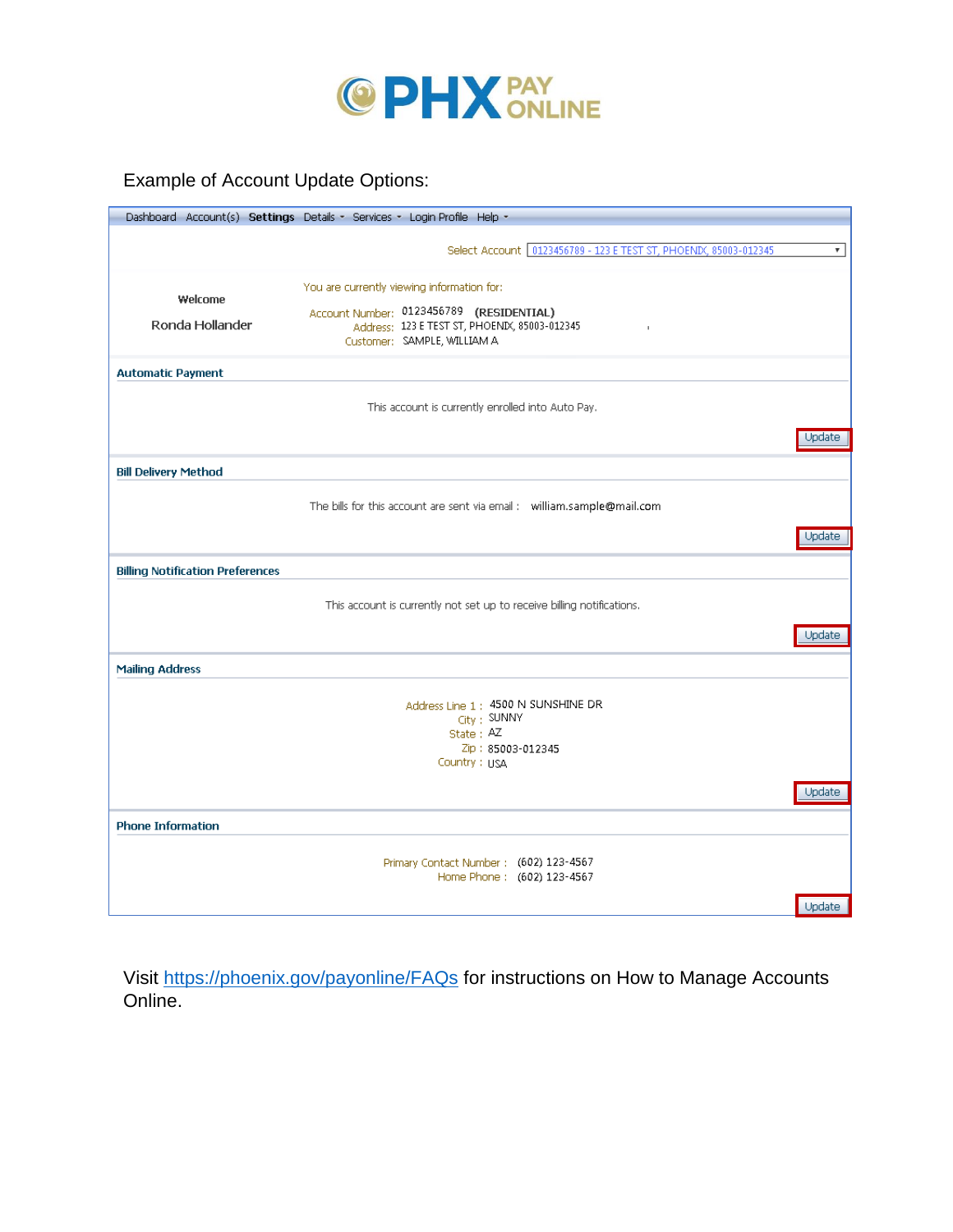PHX PAY ONLINE

Example of Account Update Options:

Dashboard Account(s) **Settings** Details Services Login Profile Help

Select Account 0123456789 - 123 E TEST ST, PHOENIX, 85003-012345

Welcome

Ronda Hollander

You are currently viewing information for:

Account Number: 0123456789 (RESIDENTIAL)
Address: 123 E TEST ST, PHOENIX, 85003-012345
Customer: SAMPLE, WILLIAM A

**Automatic Payment**

This account is currently enrolled into Auto Pay.

Update

**Bill Delivery Method**

The bills for this account are sent via email : william.sample@mail.com

Update

**Billing Notification Preferences**

This account is currently not set up to receive billing notifications.

Update

**Mailing Address**

Address Line 1 : 4500 N SUNSHINE DR
City : SUNNY
State : AZ
Zip : 85003-012345
Country : USA

Update

**Phone Information**

Primary Contact Number : (602) 123-4567
Home Phone : (602) 123-4567

Update

Visit https://phoenix.gov/payonline/FAQs for instructions on How to Manage Accounts Online.